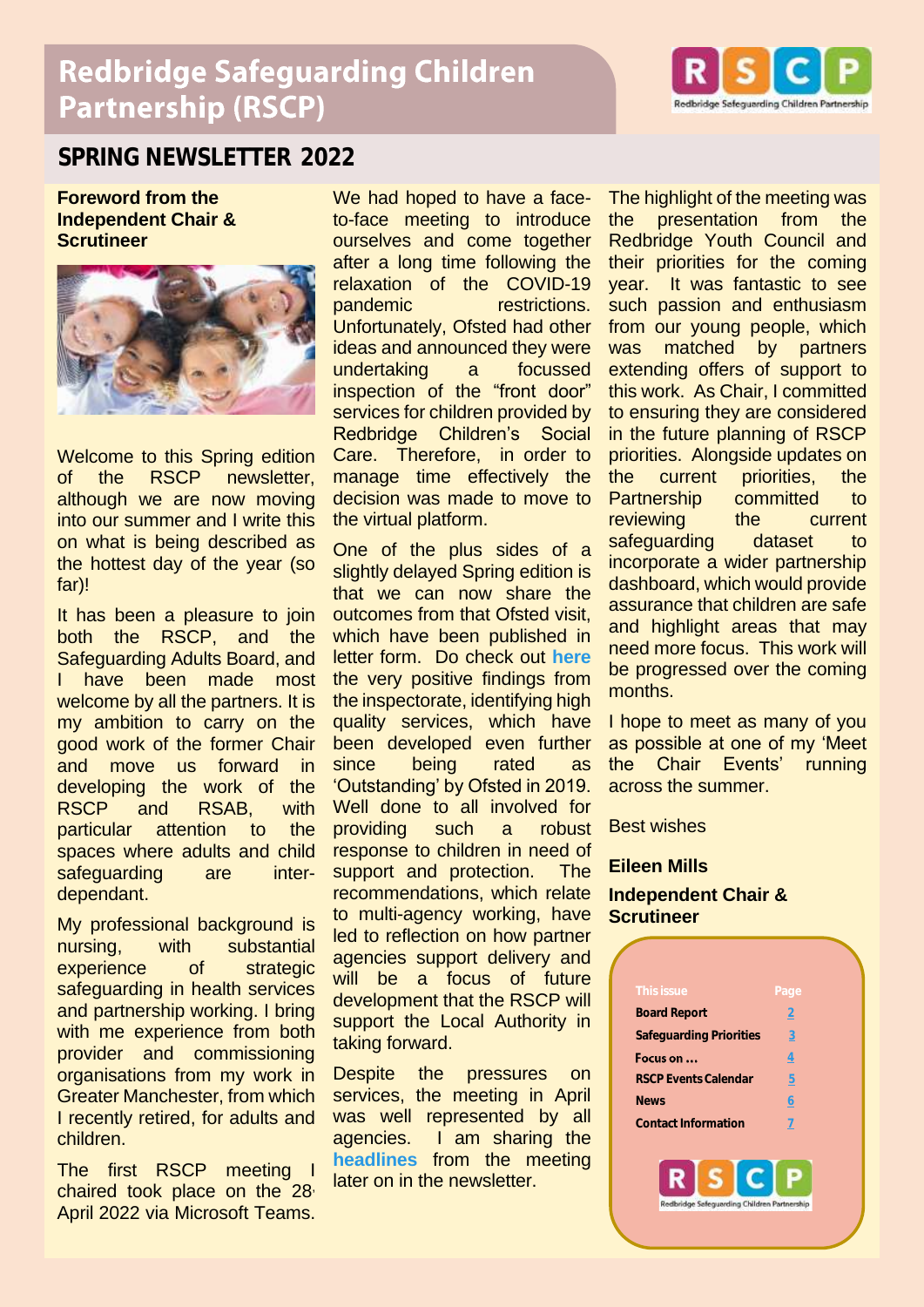# Redbridge Safeguarding Children Partnership (RSCP)

## SPRING NEWSLETTER 2022

### Foreword from the Independent Chair & Scrutineer

Welcome to this Spring edition of the RSCP newsletter, although we are now moving into our summer and I write this on what is being described as the hottest day of the year (so far)!

It has been a pleasure to join both the RSCP, and the Safeguarding Adults Board, and I have been made most welcome by all the partners. It is my ambition to carry on the good work of the former Chair and move us forward in developing the work of the RSCP and RSAB, with particular attention to the spaces where adults and child safeguarding are inter-dependant.

My professional background is nursing, with substantial experience of strategic safeguarding in health services and partnership working. I bring with me experience from both provider and commissioning organisations from my work in Greater Manchester, from which I recently retired, for adults and children.

The first RSCP meeting I chaired took place on the 28th April 2022 via Microsoft Teams. We had hoped to have a face-to-face meeting to introduce ourselves and come together after a long time following the relaxation of the COVID-19 pandemic restrictions. Unfortunately, Ofsted had other ideas and announced they were undertaking a focussed inspection of the "front door" services for children provided by Redbridge Children's Social Care. Therefore, in order to manage time effectively the decision was made to move to the virtual platform.

One of the plus sides of a slightly delayed Spring edition is that we can now share the outcomes from that Ofsted visit, which have been published in letter form. Do check out **here** the very positive findings from the inspectorate, identifying high quality services, which have been developed even further since being rated as 'Outstanding' by Ofsted in 2019. Well done to all involved for providing such a robust response to children in need of support and protection. The recommendations, which relate to multi-agency working, have led to reflection on how partner agencies support delivery and will be a focus of future development that the RSCP will support the Local Authority in taking forward.

Despite the pressures on services, the meeting in April was well represented by all agencies. I am sharing the **headlines** from the meeting later on in the newsletter.

The highlight of the meeting was the presentation from the Redbridge Youth Council and their priorities for the coming year. It was fantastic to see such passion and enthusiasm from our young people, which was matched by partners extending offers of support to this work. As Chair, I committed to ensuring they are considered in the future planning of RSCP priorities. Alongside updates on the current priorities, the Partnership committed to reviewing the current safeguarding dataset to incorporate a wider partnership dashboard, which would provide assurance that children are safe and highlight areas that may need more focus. This work will be progressed over the coming months.

I hope to meet as many of you as possible at one of my 'Meet the Chair Events' running across the summer.

Best wishes

**Eileen Mills**

**Independent Chair & Scrutineer**

| This issue | Page |
|---|---|
| Board Report | 2 |
| Safeguarding Priorities | 3 |
| Focus on … | 4 |
| RSCP Events Calendar | 5 |
| News | 6 |
| Contact Information | 7 |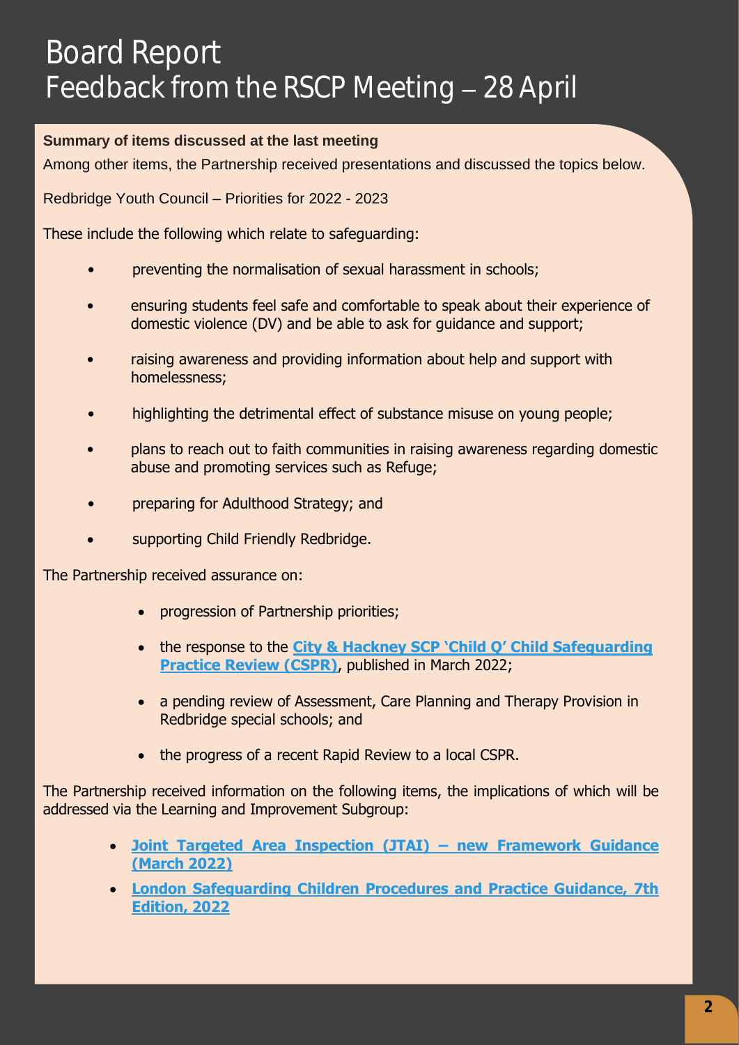# Board Report
# Feedback from the RSCP Meeting – 28 April

**Summary of items discussed at the last meeting**

Among other items, the Partnership received presentations and discussed the topics below.

Redbridge Youth Council – Priorities for 2022 - 2023

These include the following which relate to safeguarding:

- preventing the normalisation of sexual harassment in schools;
- ensuring students feel safe and comfortable to speak about their experience of domestic violence (DV) and be able to ask for guidance and support;
- raising awareness and providing information about help and support with homelessness;
- highlighting the detrimental effect of substance misuse on young people;
- plans to reach out to faith communities in raising awareness regarding domestic abuse and promoting services such as Refuge;
- preparing for Adulthood Strategy; and
- supporting Child Friendly Redbridge.

The Partnership received assurance on:

- progression of Partnership priorities;
- the response to the **City & Hackney SCP 'Child Q' Child Safeguarding Practice Review (CSPR)**, published in March 2022;
- a pending review of Assessment, Care Planning and Therapy Provision in Redbridge special schools; and
- the progress of a recent Rapid Review to a local CSPR.

The Partnership received information on the following items, the implications of which will be addressed via the Learning and Improvement Subgroup:

- **Joint Targeted Area Inspection (JTAI) – new Framework Guidance (March 2022)**
- **London Safeguarding Children Procedures and Practice Guidance, 7th Edition, 2022**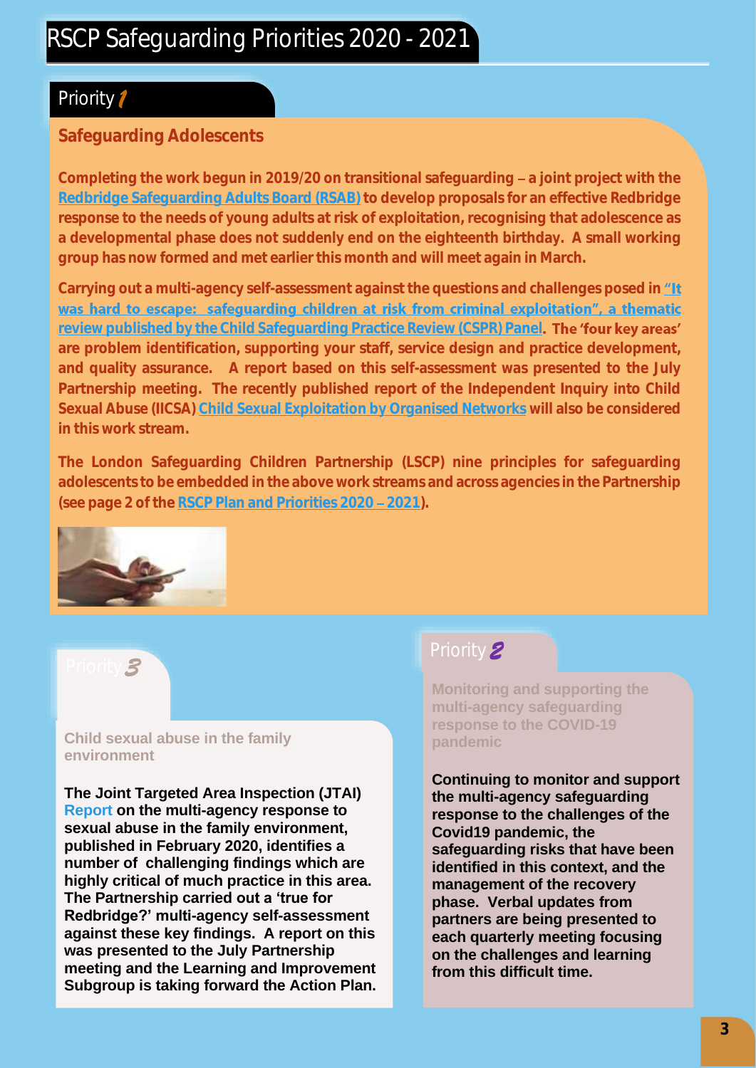# RSCP Safeguarding Priorities 2020 - 2021

## Priority 1

### Safeguarding Adolescents

**Completing the work begun in 2019/20 on transitional safeguarding – a joint project with the Redbridge Safeguarding Adults Board (RSAB) to develop proposals for an effective Redbridge response to the needs of young adults at risk of exploitation, recognising that adolescence as a developmental phase does not suddenly end on the eighteenth birthday. A small working group has now formed and met earlier this month and will meet again in March.**

**Carrying out a multi-agency self-assessment against the questions and challenges posed in "It was hard to escape: safeguarding children at risk from criminal exploitation", a thematic review published by the Child Safeguarding Practice Review (CSPR) Panel. The 'four key areas' are problem identification, supporting your staff, service design and practice development, and quality assurance. A report based on this self-assessment was presented to the July Partnership meeting. The recently published report of the Independent Inquiry into Child Sexual Abuse (IICSA) Child Sexual Exploitation by Organised Networks will also be considered in this work stream.**

**The London Safeguarding Children Partnership (LSCP) nine principles for safeguarding adolescents to be embedded in the above work streams and across agencies in the Partnership (see page 2 of the RSCP Plan and Priorities 2020 – 2021).**

## Priority 2

### Monitoring and supporting the multi-agency safeguarding response to the COVID-19 pandemic

**Continuing to monitor and support the multi-agency safeguarding response to the challenges of the Covid19 pandemic, the safeguarding risks that have been identified in this context, and the management of the recovery phase. Verbal updates from partners are being presented to each quarterly meeting focusing on the challenges and learning from this difficult time.**

## Priority 3

### Child sexual abuse in the family environment

**The Joint Targeted Area Inspection (JTAI) Report on the multi-agency response to sexual abuse in the family environment, published in February 2020, identifies a number of challenging findings which are highly critical of much practice in this area. The Partnership carried out a 'true for Redbridge?' multi-agency self-assessment against these key findings. A report on this was presented to the July Partnership meeting and the Learning and Improvement Subgroup is taking forward the Action Plan.**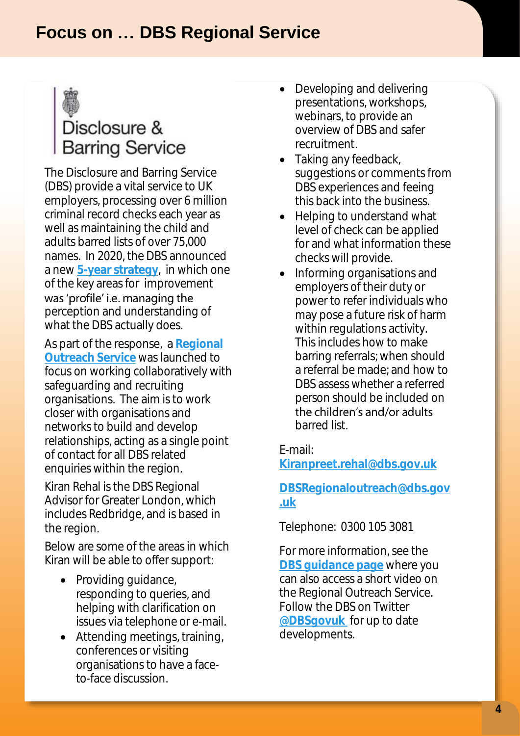# Focus on … DBS Regional Service

Disclosure & Barring Service

The Disclosure and Barring Service (DBS) provide a vital service to UK employers, processing over 6 million criminal record checks each year as well as maintaining the child and adults barred lists of over 75,000 names. In 2020, the DBS announced a new **5-year strategy**, in which one of the key areas for improvement was 'profile' i.e. managing the perception and understanding of what the DBS actually does.

As part of the response, a **Regional Outreach Service** was launched to focus on working collaboratively with safeguarding and recruiting organisations. The aim is to work closer with organisations and networks to build and develop relationships, acting as a single point of contact for all DBS related enquiries within the region.

Kiran Rehal is the DBS Regional Advisor for Greater London, which includes Redbridge, and is based in the region.

Below are some of the areas in which Kiran will be able to offer support:

- Providing guidance, responding to queries, and helping with clarification on issues via telephone or e-mail.
- Attending meetings, training, conferences or visiting organisations to have a face-to-face discussion.
- Developing and delivering presentations, workshops, webinars, to provide an overview of DBS and safer recruitment.
- Taking any feedback, suggestions or comments from DBS experiences and feeing this back into the business.
- Helping to understand what level of check can be applied for and what information these checks will provide.
- Informing organisations and employers of their duty or power to refer individuals who may pose a future risk of harm within regulations activity. This includes how to make barring referrals; when should a referral be made; and how to DBS assess whether a referred person should be included on the children's and/or adults barred list.

E-mail:
**Kiranpreet.rehal@dbs.gov.uk**

**DBSRegionaloutreach@dbs.gov.uk**

Telephone: 0300 105 3081

For more information, see the **DBS guidance page** where you can also access a short video on the Regional Outreach Service. Follow the DBS on Twitter **@DBSgovuk** for up to date developments.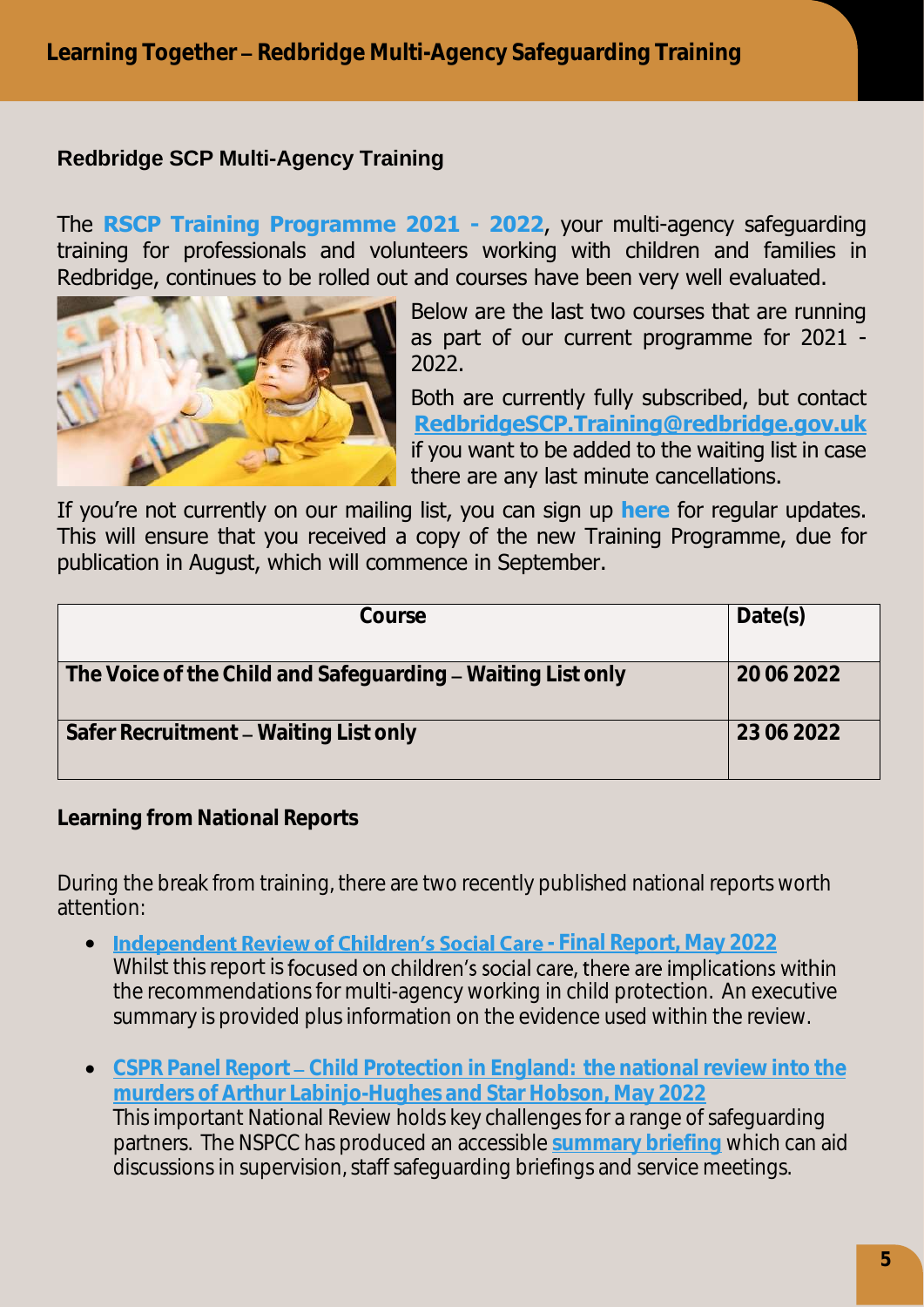# Learning Together – Redbridge Multi-Agency Safeguarding Training

## Redbridge SCP Multi-Agency Training

The **RSCP Training Programme 2021 - 2022**, your multi-agency safeguarding training for professionals and volunteers working with children and families in Redbridge, continues to be rolled out and courses have been very well evaluated.

Below are the last two courses that are running as part of our current programme for 2021 - 2022.

Both are currently fully subscribed, but contact **RedbridgeSCP.Training@redbridge.gov.uk** if you want to be added to the waiting list in case there are any last minute cancellations.

If you're not currently on our mailing list, you can sign up **here** for regular updates. This will ensure that you received a copy of the new Training Programme, due for publication in August, which will commence in September.

| Course | Date(s) |
|---|---|
| **The Voice of the Child and Safeguarding – Waiting List only** | **20 06 2022** |
| **Safer Recruitment – Waiting List only** | **23 06 2022** |

## Learning from National Reports

During the break from training, there are two recently published national reports worth attention:

- **Independent Review of Children's Social Care - Final Report, May 2022**
  Whilst this report is focused on children's social care, there are implications within the recommendations for multi-agency working in child protection. An executive summary is provided plus information on the evidence used within the review.

- **CSPR Panel Report – Child Protection in England: the national review into the murders of Arthur Labinjo-Hughes and Star Hobson, May 2022**
  This important National Review holds key challenges for a range of safeguarding partners. The NSPCC has produced an accessible **summary briefing** which can aid discussions in supervision, staff safeguarding briefings and service meetings.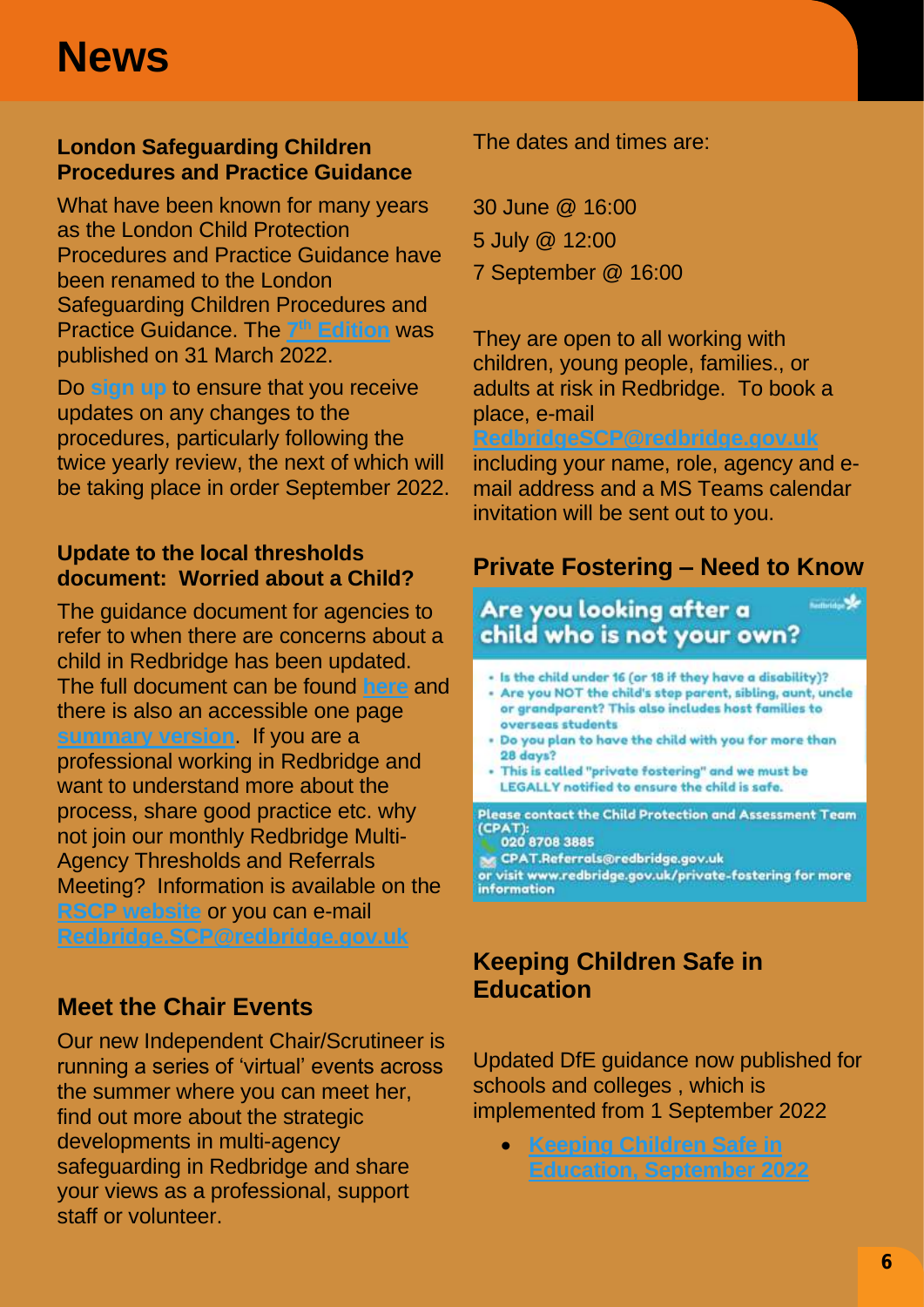# News

### London Safeguarding Children Procedures and Practice Guidance

What have been known for many years as the London Child Protection Procedures and Practice Guidance have been renamed to the London Safeguarding Children Procedures and Practice Guidance. The 7th Edition was published on 31 March 2022.

Do sign up to ensure that you receive updates on any changes to the procedures, particularly following the twice yearly review, the next of which will be taking place in order September 2022.

### Update to the local thresholds document: Worried about a Child?

The guidance document for agencies to refer to when there are concerns about a child in Redbridge has been updated. The full document can be found here and there is also an accessible one page summary version. If you are a professional working in Redbridge and want to understand more about the process, share good practice etc. why not join our monthly Redbridge Multi-Agency Thresholds and Referrals Meeting? Information is available on the RSCP website or you can e-mail Redbridge.SCP@redbridge.gov.uk

## Meet the Chair Events

Our new Independent Chair/Scrutineer is running a series of 'virtual' events across the summer where you can meet her, find out more about the strategic developments in multi-agency safeguarding in Redbridge and share your views as a professional, support staff or volunteer.

The dates and times are:

30 June @ 16:00
5 July @ 12:00
7 September @ 16:00

They are open to all working with children, young people, families., or adults at risk in Redbridge. To book a place, e-mail RedbridgeSCP@redbridge.gov.uk including your name, role, agency and e-mail address and a MS Teams calendar invitation will be sent out to you.

## Private Fostering – Need to Know

**Are you looking after a child who is not your own?**

- Is the child under 16 (or 18 if they have a disability)?
- Are you NOT the child's step parent, sibling, aunt, uncle or grandparent? This also includes host families to overseas students
- Do you plan to have the child with you for more than 28 days?
- This is called "private fostering" and we must be LEGALLY notified to ensure the child is safe.

Please contact the Child Protection and Assessment Team (CPAT):
020 8708 3885
CPAT.Referrals@redbridge.gov.uk
or visit www.redbridge.gov.uk/private-fostering for more information

## Keeping Children Safe in Education

Updated DfE guidance now published for schools and colleges , which is implemented from 1 September 2022

- Keeping Children Safe in Education, September 2022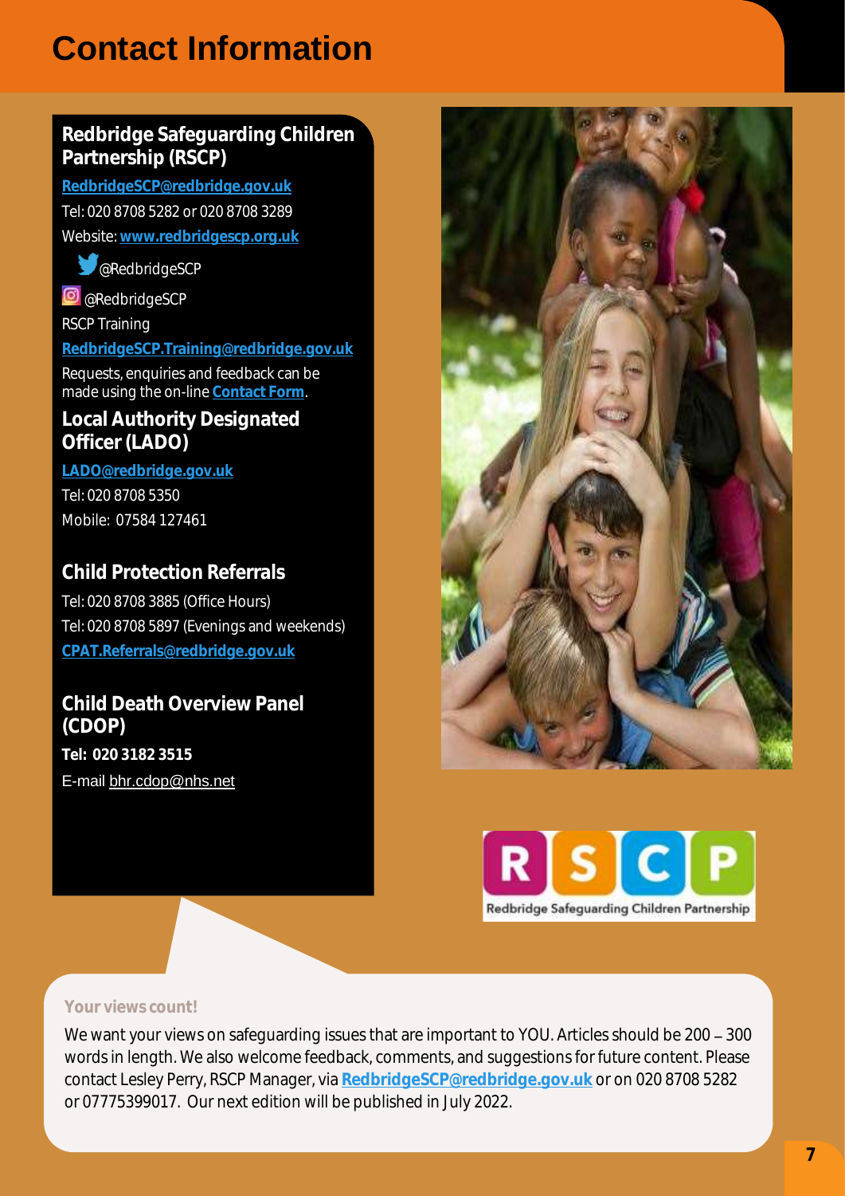# Contact Information

## Redbridge Safeguarding Children Partnership (RSCP)

RedbridgeSCP@redbridge.gov.uk

Tel: 020 8708 5282 or 020 8708 3289

Website: **www.redbridgescp.org.uk**

@RedbridgeSCP

@RedbridgeSCP

RSCP Training

**RedbridgeSCP.Training@redbridge.gov.uk**

Requests, enquiries and feedback can be made using the on-line **Contact Form**.

## Local Authority Designated Officer (LADO)

**LADO@redbridge.gov.uk**

Tel: 020 8708 5350

Mobile: 07584 127461

## Child Protection Referrals

Tel: 020 8708 3885 (Office Hours)

Tel: 020 8708 5897 (Evenings and weekends)

**CPAT.Referrals@redbridge.gov.uk**

## Child Death Overview Panel (CDOP)

**Tel: 020 3182 3515**

E-mail bhr.cdop@nhs.net

RSCP
Redbridge Safeguarding Children Partnership

**Your views count!**

We want your views on safeguarding issues that are important to YOU. Articles should be 200 – 300 words in length. We also welcome feedback, comments, and suggestions for future content. Please contact Lesley Perry, RSCP Manager, via **RedbridgeSCP@redbridge.gov.uk** or on 020 8708 5282 or 07775399017. Our next edition will be published in July 2022.